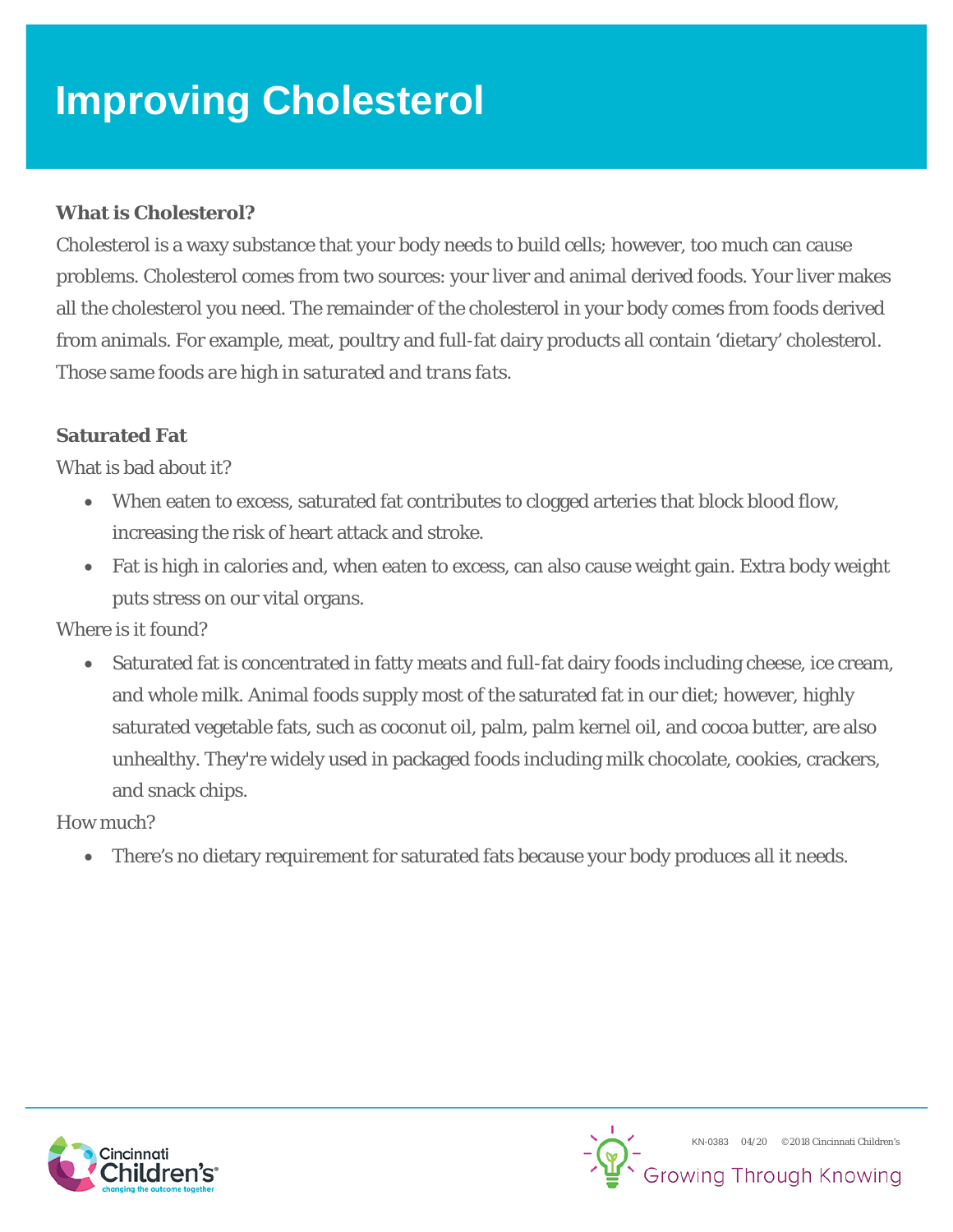# Improving Cholesterol

**What is Cholesterol?**

Cholesterol is a waxy substance that your body needs to build cells; however, too much can cause problems. Cholesterol comes from two sources: your liver and animal derived foods. Your liver makes all the cholesterol you need. The remainder of the cholesterol in your body comes from foods derived from animals. For example, meat, poultry and full-fat dairy products all contain 'dietary' cholesterol. *Those same foods are high in saturated and trans fats.*

**Saturated Fat**

What is bad about it?

- When eaten to excess, saturated fat contributes to clogged arteries that block blood flow, increasing the risk of heart attack and stroke.
- Fat is high in calories and, when eaten to excess, can also cause weight gain. Extra body weight puts stress on our vital organs.

Where is it found?

- Saturated fat is concentrated in fatty meats and full-fat dairy foods including cheese, ice cream, and whole milk. Animal foods supply most of the saturated fat in our diet; however, highly saturated vegetable fats, such as coconut oil, palm, palm kernel oil, and cocoa butter, are also unhealthy. They're widely used in packaged foods including milk chocolate, cookies, crackers, and snack chips.

How much?

- There's no dietary requirement for saturated fats because your body produces all it needs.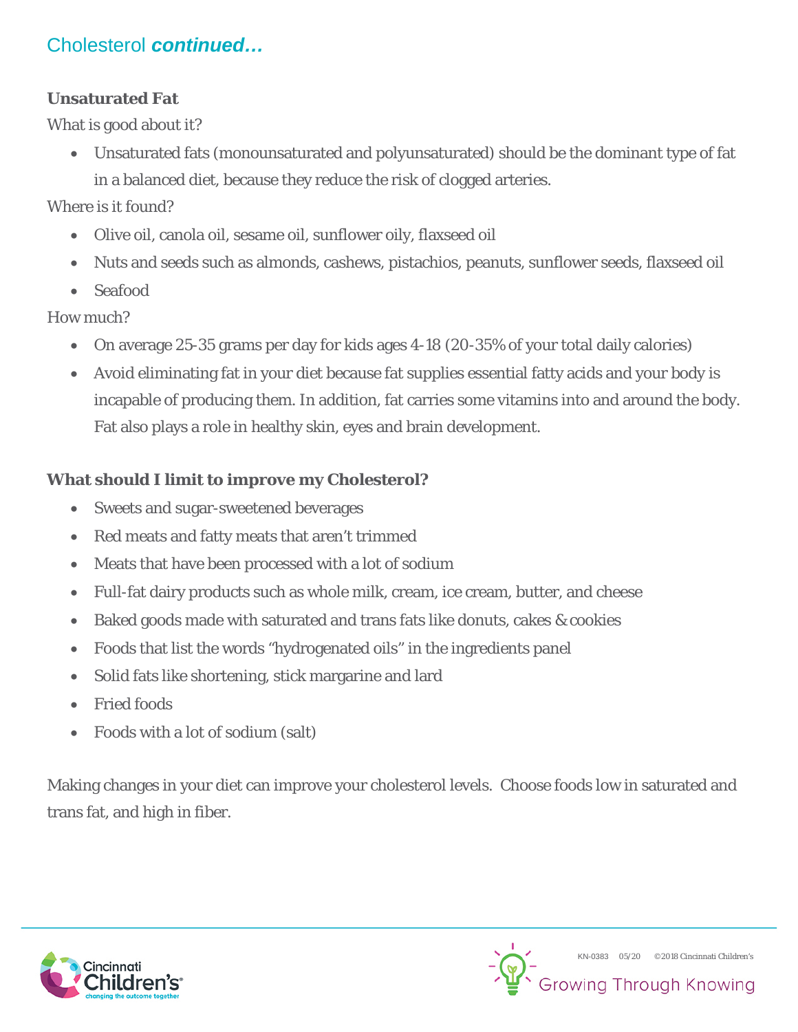## Cholesterol *continued…*

**Unsaturated Fat**

What is good about it?

- Unsaturated fats (monounsaturated and polyunsaturated) should be the dominant type of fat in a balanced diet, because they reduce the risk of clogged arteries.

Where is it found?

- Olive oil, canola oil, sesame oil, sunflower oily, flaxseed oil
- Nuts and seeds such as almonds, cashews, pistachios, peanuts, sunflower seeds, flaxseed oil
- Seafood

How much?

- On average 25-35 grams per day for kids ages 4-18 (20-35% of your total daily calories)
- Avoid eliminating fat in your diet because fat supplies essential fatty acids and your body is incapable of producing them. In addition, fat carries some vitamins into and around the body. Fat also plays a role in healthy skin, eyes and brain development.

**What should I limit to improve my Cholesterol?**

- Sweets and sugar-sweetened beverages
- Red meats and fatty meats that aren't trimmed
- Meats that have been processed with a lot of sodium
- Full-fat dairy products such as whole milk, cream, ice cream, butter, and cheese
- Baked goods made with saturated and trans fats like donuts, cakes & cookies
- Foods that list the words "hydrogenated oils" in the ingredients panel
- Solid fats like shortening, stick margarine and lard
- Fried foods
- Foods with a lot of sodium (salt)

Making changes in your diet can improve your cholesterol levels. Choose foods low in saturated and trans fat, and high in fiber.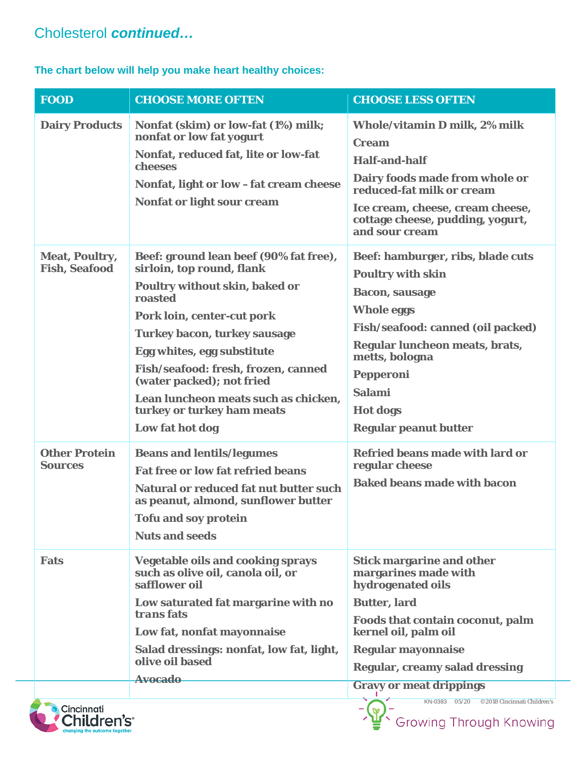## Cholesterol *continued…*

**The chart below will help you make heart healthy choices:**

| FOOD | CHOOSE MORE OFTEN | CHOOSE LESS OFTEN |
|---|---|---|
| **Dairy Products** | Nonfat (skim) or low-fat (1%) milk; nonfat or low fat yogurt<br>Nonfat, reduced fat, lite or low-fat cheeses<br>Nonfat, light or low – fat cream cheese<br>Nonfat or light sour cream | Whole/vitamin D milk, 2% milk<br>Cream<br>Half-and-half<br>Dairy foods made from whole or reduced-fat milk or cream<br>Ice cream, cheese, cream cheese, cottage cheese, pudding, yogurt, and sour cream |
| **Meat, Poultry, Fish, Seafood** | Beef: ground lean beef (90% fat free), sirloin, top round, flank<br>Poultry without skin, baked or roasted<br>Pork loin, center-cut pork<br>Turkey bacon, turkey sausage<br>Egg whites, egg substitute<br>Fish/seafood: fresh, frozen, canned (water packed); not fried<br>Lean luncheon meats such as chicken, turkey or turkey ham meats<br>Low fat hot dog | Beef: hamburger, ribs, blade cuts<br>Poultry with skin<br>Bacon, sausage<br>Whole eggs<br>Fish/seafood: canned (oil packed)<br>Regular luncheon meats, brats, metts, bologna<br>Pepperoni<br>Salami<br>Hot dogs<br>Regular peanut butter |
| **Other Protein Sources** | Beans and lentils/legumes<br>Fat free or low fat refried beans<br>Natural or reduced fat nut butter such as peanut, almond, sunflower butter<br>Tofu and soy protein<br>Nuts and seeds | Refried beans made with lard or regular cheese<br>Baked beans made with bacon |
| **Fats** | Vegetable oils and cooking sprays such as olive oil, canola oil, or safflower oil<br>Low saturated fat margarine with no trans fats<br>Low fat, nonfat mayonnaise<br>Salad dressings: nonfat, low fat, light, olive oil based<br>Avocado | Stick margarine and other margarines made with hydrogenated oils<br>Butter, lard<br>Foods that contain coconut, palm kernel oil, palm oil<br>Regular mayonnaise<br>Regular, creamy salad dressing<br>Gravy or meat drippings |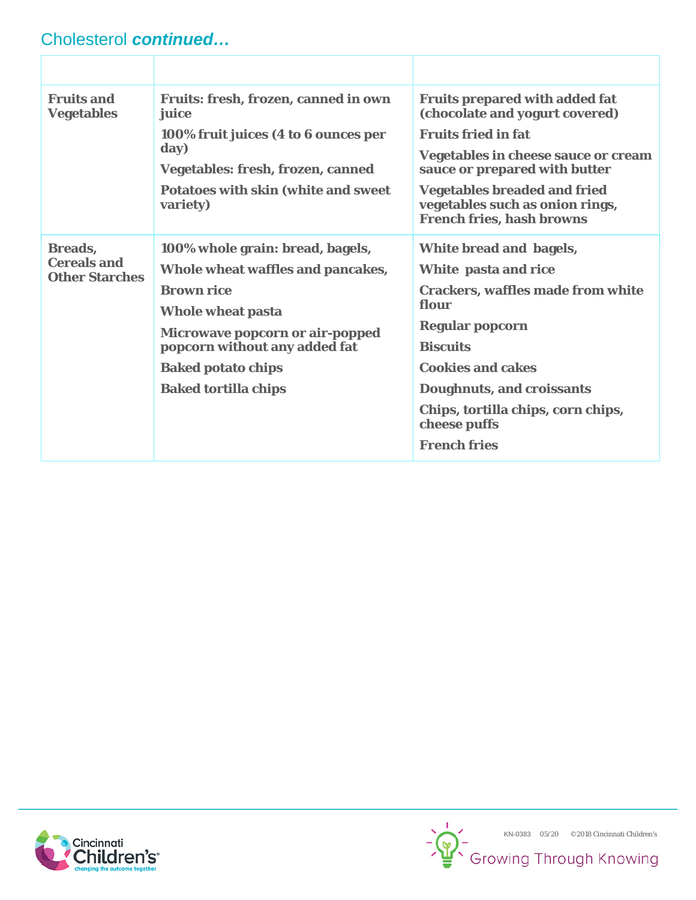## Cholesterol *continued…*

| | | |
|---|---|---|
| **Fruits and Vegetables** | **Fruits: fresh, frozen, canned in own juice**<br>**100% fruit juices (4 to 6 ounces per day)**<br>**Vegetables: fresh, frozen, canned**<br>**Potatoes with skin (white and sweet variety)** | **Fruits prepared with added fat (chocolate and yogurt covered)**<br>**Fruits fried in fat**<br>**Vegetables in cheese sauce or cream sauce or prepared with butter**<br>**Vegetables breaded and fried vegetables such as onion rings, French fries, hash browns** |
| **Breads, Cereals and Other Starches** | **100% whole grain: bread, bagels,**<br>**Whole wheat waffles and pancakes,**<br>**Brown rice**<br>**Whole wheat pasta**<br>**Microwave popcorn or air-popped popcorn without any added fat**<br>**Baked potato chips**<br>**Baked tortilla chips** | **White bread and bagels,**<br>**White pasta and rice**<br>**Crackers, waffles made from white flour**<br>**Regular popcorn**<br>**Biscuits**<br>**Cookies and cakes**<br>**Doughnuts, and croissants**<br>**Chips, tortilla chips, corn chips, cheese puffs**<br>**French fries** |